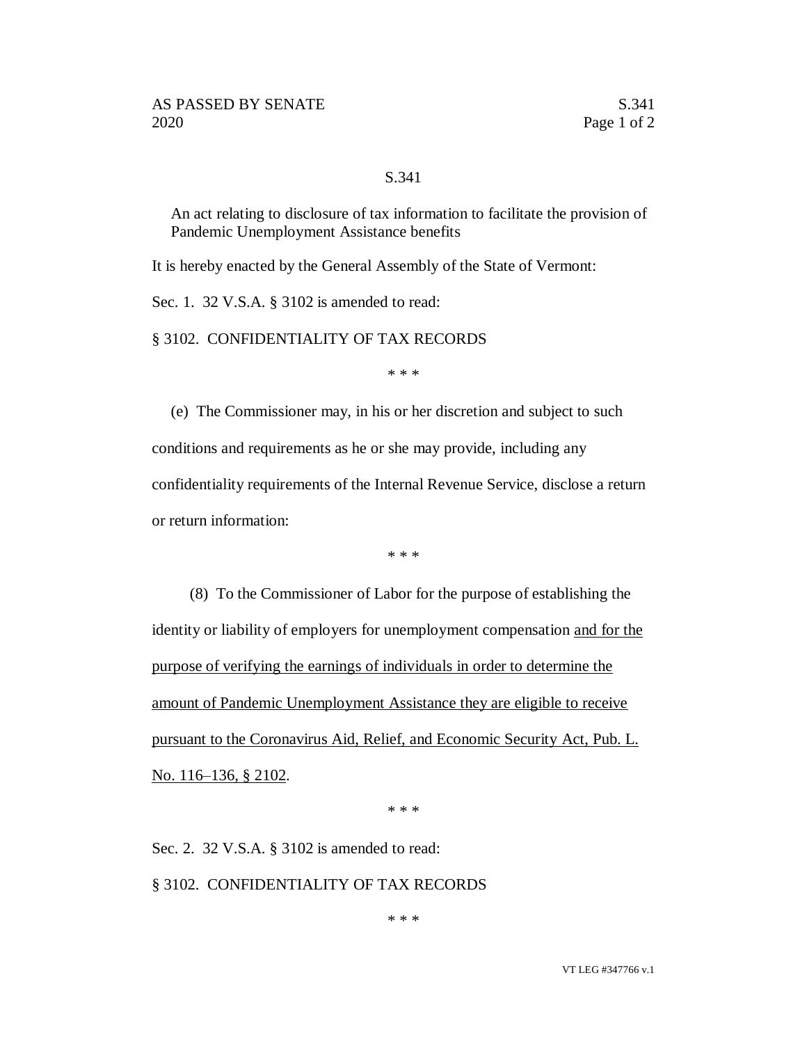S.341

An act relating to disclosure of tax information to facilitate the provision of Pandemic Unemployment Assistance benefits

It is hereby enacted by the General Assembly of the State of Vermont:

Sec. 1. 32 V.S.A. § 3102 is amended to read:

§ 3102. CONFIDENTIALITY OF TAX RECORDS

\* \* \*

(e) The Commissioner may, in his or her discretion and subject to such conditions and requirements as he or she may provide, including any confidentiality requirements of the Internal Revenue Service, disclose a return or return information:

\* \* \*

(8) To the Commissioner of Labor for the purpose of establishing the identity or liability of employers for unemployment compensation <u>and for the purpose of verifying the earnings of individuals in order to determine the amount of Pandemic Unemployment Assistance they are eligible to receive pursuant to the Coronavirus Aid, Relief, and Economic Security Act, Pub. L. No. 116–136, § 2102</u>.

\* \* \*

Sec. 2. 32 V.S.A. § 3102 is amended to read:

§ 3102. CONFIDENTIALITY OF TAX RECORDS

\* \* \*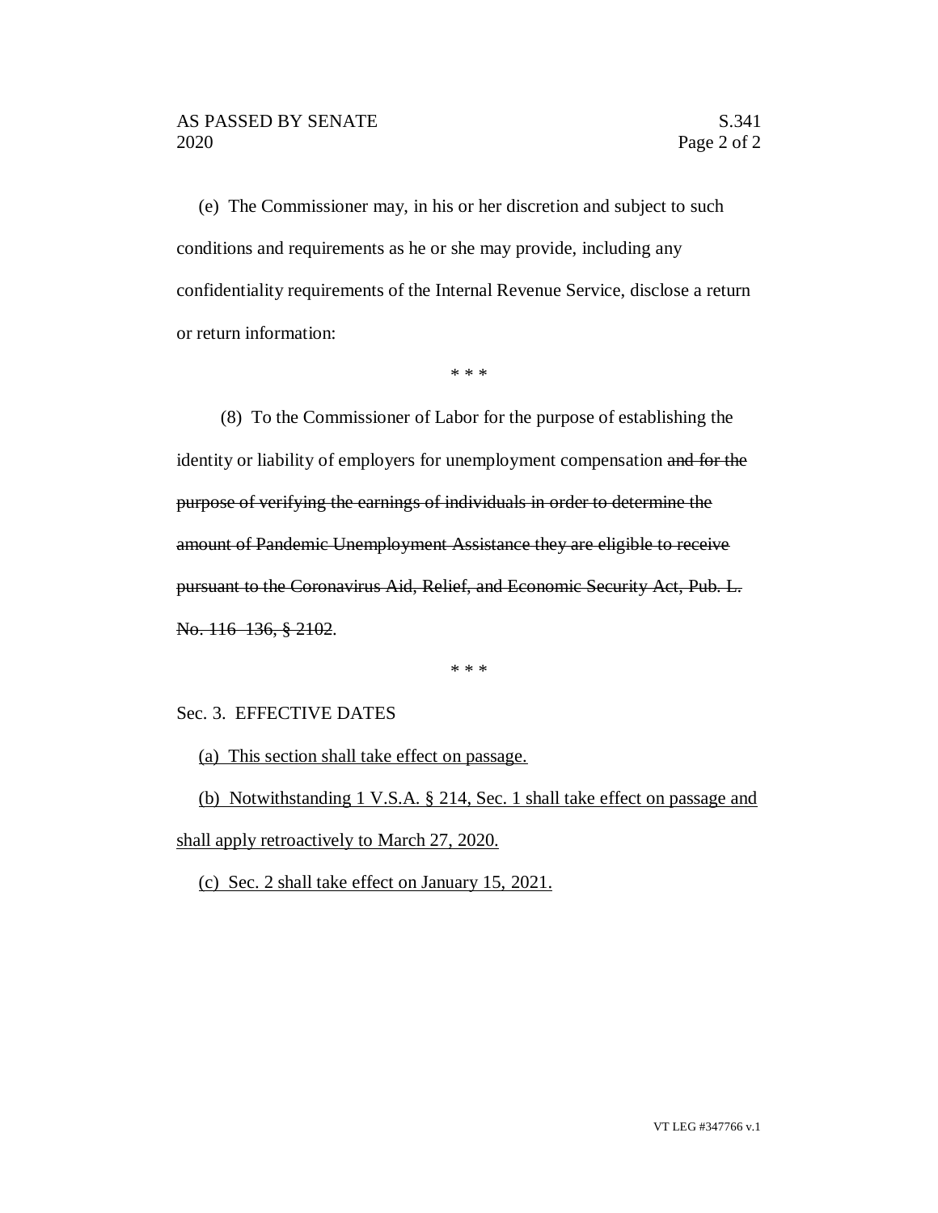(e) The Commissioner may, in his or her discretion and subject to such conditions and requirements as he or she may provide, including any confidentiality requirements of the Internal Revenue Service, disclose a return or return information:

\* \* \*

(8) To the Commissioner of Labor for the purpose of establishing the identity or liability of employers for unemployment compensation ~~and for the purpose of verifying the earnings of individuals in order to determine the amount of Pandemic Unemployment Assistance they are eligible to receive pursuant to the Coronavirus Aid, Relief, and Economic Security Act, Pub. L. No. 116–136, § 2102~~.

\* \* \*

Sec. 3. EFFECTIVE DATES

<u>(a) This section shall take effect on passage.</u>

<u>(b) Notwithstanding 1 V.S.A. § 214, Sec. 1 shall take effect on passage and shall apply retroactively to March 27, 2020.</u>

<u>(c) Sec. 2 shall take effect on January 15, 2021.</u>